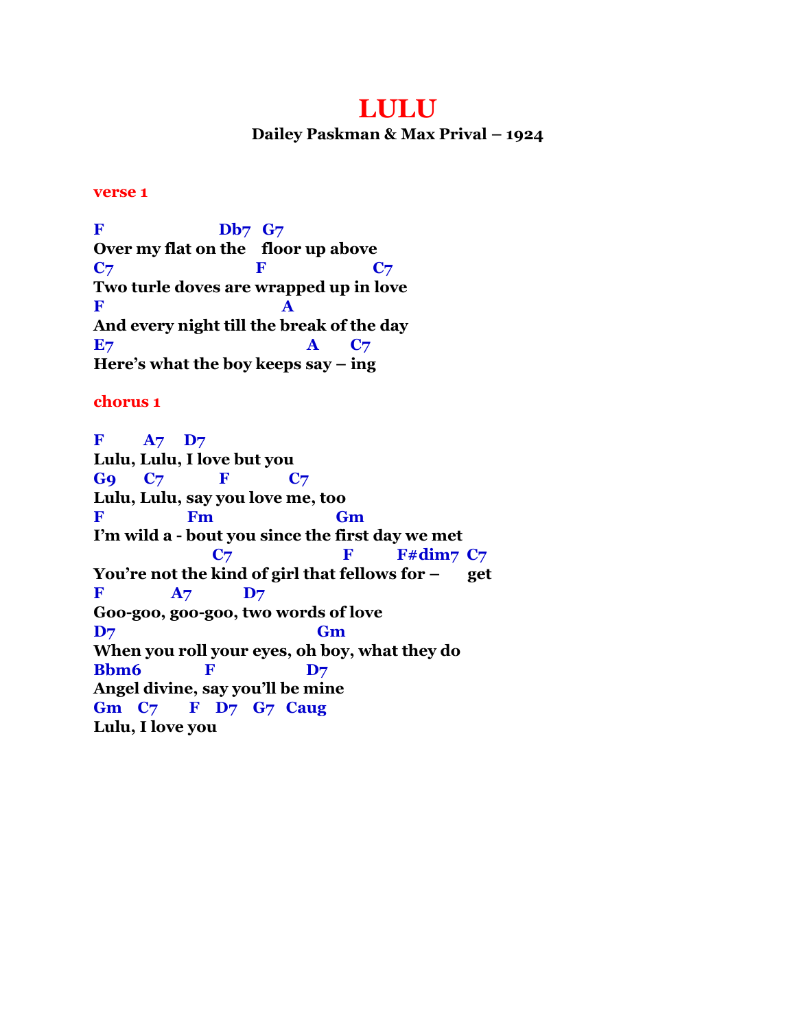# LULU

**Dailey Paskman & Max Prival – 1924**

**verse 1**

```
F                  Db7  G7
Over my flat on the   floor up above
C7                      F                C7
Two turle doves are wrapped up in love
F                            A
And every night till the break of the day
E7                                   A      C7
Here's what the boy keeps say – ing
```

**chorus 1**

```
F       A7    D7
Lulu, Lulu, I love but you
G9     C7          F          C7
Lulu, Lulu, say you love me, too
F              Fm                    Gm
I'm wild a - bout you since the first day we met
                 C7                   F        F#dim7  C7
You're not the kind of girl that fellows for –       get
F            A7          D7
Goo-goo, goo-goo, two words of love
D7                                  Gm
When you roll your eyes, oh boy, what they do
Bbm6           F                D7
Angel divine, say you'll be mine
Gm   C7      F   D7   G7   Caug
Lulu, I love you
```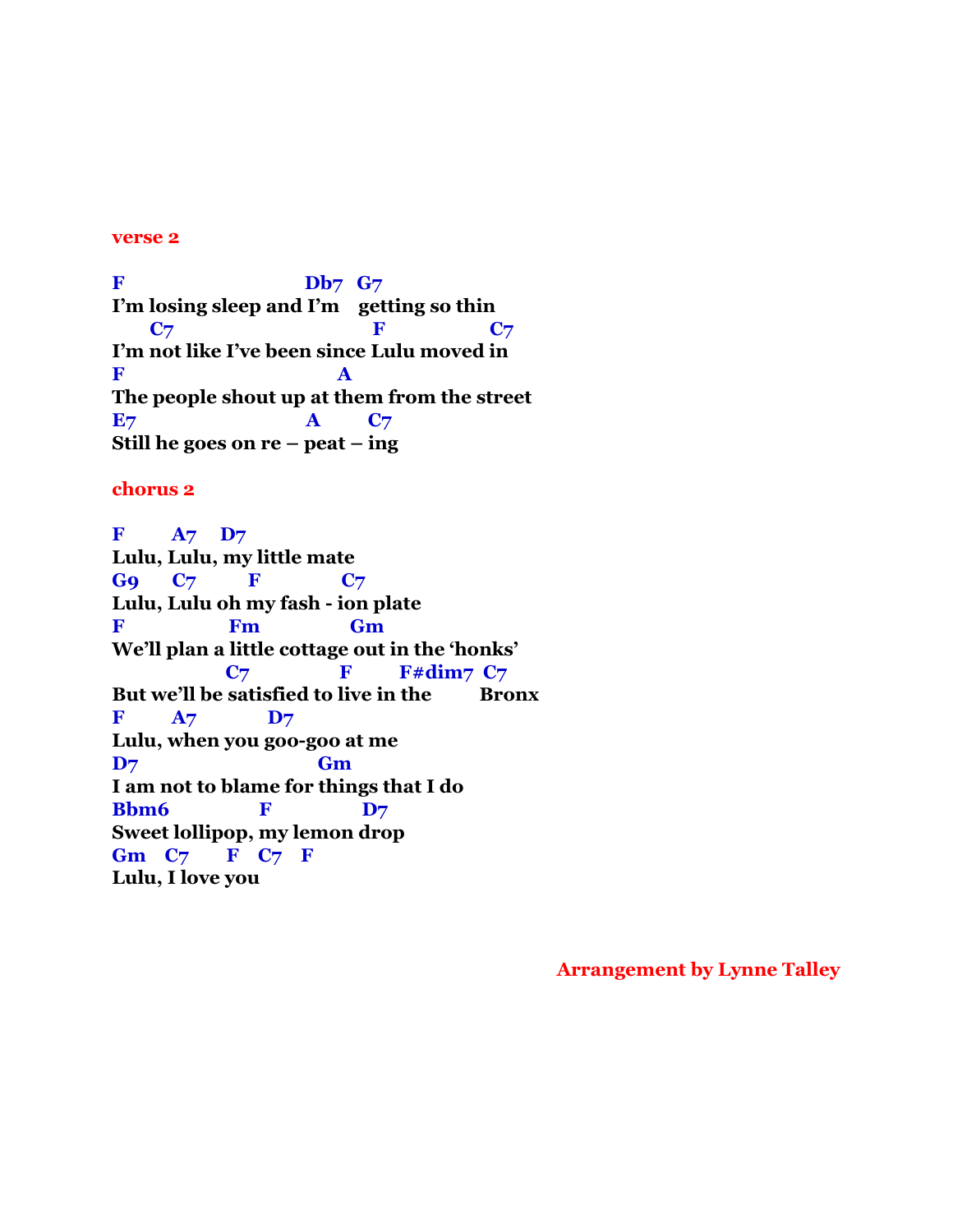**verse 2**

```
F                         Db7  G7
I'm losing sleep and I'm    getting so thin
      C7                          F              C7
I'm not like I've been since Lulu moved in
F                              A
The people shout up at them from the street
E7                        A       C7
Still he goes on re – peat – ing
```

**chorus 2**

```
F       A7    D7
Lulu, Lulu, my little mate
G9     C7       F          C7
Lulu, Lulu oh my fash - ion plate
F              Fm              Gm
We'll plan a little cottage out in the 'honks'
                C7             F       F#dim7  C7
But we'll be satisfied to live in the         Bronx
F       A7          D7
Lulu, when you goo-goo at me
D7                           Gm
I am not to blame for things that I do
Bbm6             F            D7
Sweet lollipop, my lemon drop
Gm   C7      F   C7   F
Lulu, I love you
```

**Arrangement by Lynne Talley**